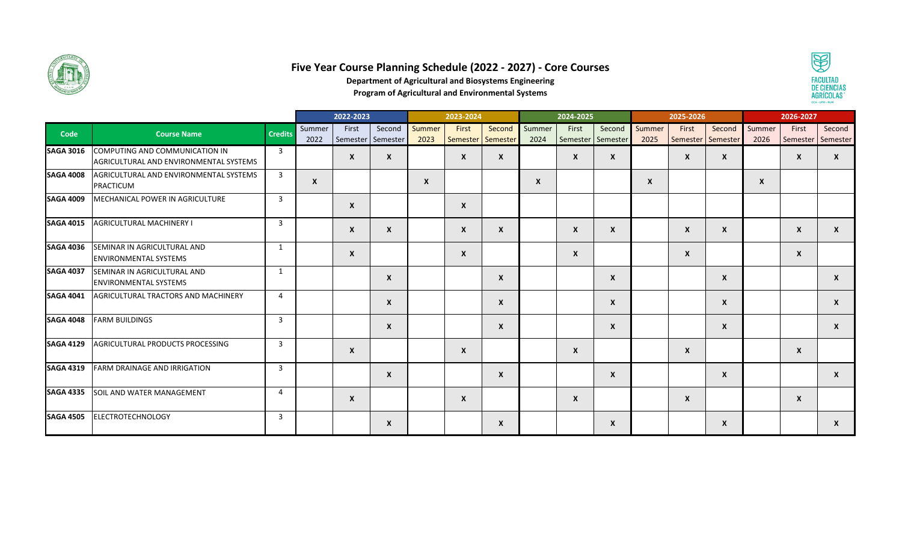# Five Year Course Planning Schedule (2022 - 2027) - Core Courses

**Department of Agricultural and Biosystems Engineering**

**Program of Agricultural and Environmental Systems**

| Code | Course Name | Credits | 2022-2023 | | | 2023-2024 | | | 2024-2025 | | | 2025-2026 | | | 2026-2027 | | |
|---|---|---|---|---|---|---|---|---|---|---|---|---|---|---|---|---|---|
| | | | Summer 2022 | First Semester | Second Semester | Summer 2023 | First Semester | Second Semester | Summer 2024 | First Semester | Second Semester | Summer 2025 | First Semester | Second Semester | Summer 2026 | First Semester | Second Semester |
| SAGA 3016 | COMPUTING AND COMMUNICATION IN AGRICULTURAL AND ENVIRONMENTAL SYSTEMS | 3 | | X | X | | X | X | | X | X | | X | X | | X | X |
| SAGA 4008 | AGRICULTURAL AND ENVIRONMENTAL SYSTEMS PRACTICUM | 3 | X | | | X | | | X | | | X | | | X | | |
| SAGA 4009 | MECHANICAL POWER IN AGRICULTURE | 3 | | X | | | X | | | | | | | | | | |
| SAGA 4015 | AGRICULTURAL MACHINERY I | 3 | | X | X | | X | X | | X | X | | X | X | | X | X |
| SAGA 4036 | SEMINAR IN AGRICULTURAL AND ENVIRONMENTAL SYSTEMS | 1 | | X | | | X | | | X | | | X | | | X | |
| SAGA 4037 | SEMINAR IN AGRICULTURAL AND ENVIRONMENTAL SYSTEMS | 1 | | | X | | | X | | | X | | | X | | | X |
| SAGA 4041 | AGRICULTURAL TRACTORS AND MACHINERY | 4 | | | X | | | X | | | X | | | X | | | X |
| SAGA 4048 | FARM BUILDINGS | 3 | | | X | | | X | | | X | | | X | | | X |
| SAGA 4129 | AGRICULTURAL PRODUCTS PROCESSING | 3 | | X | | | X | | | X | | | X | | | X | |
| SAGA 4319 | FARM DRAINAGE AND IRRIGATION | 3 | | | X | | | X | | | X | | | X | | | X |
| SAGA 4335 | SOIL AND WATER MANAGEMENT | 4 | | X | | | X | | | X | | | X | | | X | |
| SAGA 4505 | ELECTROTECHNOLOGY | 3 | | | X | | | X | | | X | | | X | | | X |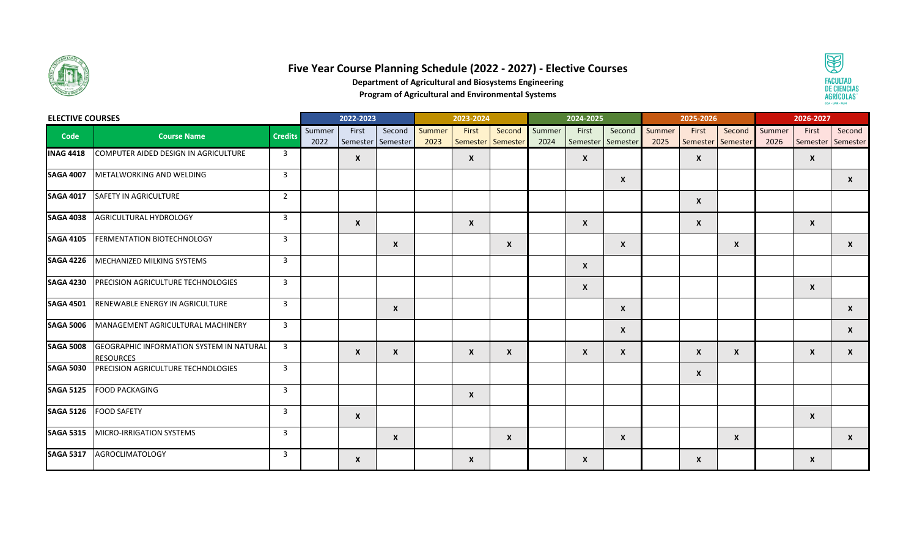# Five Year Course Planning Schedule (2022 - 2027) - Elective Courses

**Department of Agricultural and Biosystems Engineering**

**Program of Agricultural and Environmental Systems**

**ELECTIVE COURSES**

| Code | Course Name | Credits | 2022-2023 | | | 2023-2024 | | | 2024-2025 | | | 2025-2026 | | | 2026-2027 | | |
|---|---|---|---|---|---|---|---|---|---|---|---|---|---|---|---|---|---|
| | | | Summer 2022 | First Semester | Second Semester | Summer 2023 | First Semester | Second Semester | Summer 2024 | First Semester | Second Semester | Summer 2025 | First Semester | Second Semester | Summer 2026 | First Semester | Second Semester |
| **INAG 4418** | COMPUTER AIDED DESIGN IN AGRICULTURE | 3 | | X | | | X | | | X | | | X | | | X | |
| **SAGA 4007** | METALWORKING AND WELDING | 3 | | | | | | | | | X | | | | | | X |
| **SAGA 4017** | SAFETY IN AGRICULTURE | 2 | | | | | | | | | | | X | | | | |
| **SAGA 4038** | AGRICULTURAL HYDROLOGY | 3 | | X | | | X | | | X | | | X | | | X | |
| **SAGA 4105** | FERMENTATION BIOTECHNOLOGY | 3 | | | X | | | X | | | X | | | X | | | X |
| **SAGA 4226** | MECHANIZED MILKING SYSTEMS | 3 | | | | | | | | X | | | | | | | |
| **SAGA 4230** | PRECISION AGRICULTURE TECHNOLOGIES | 3 | | | | | | | | X | | | | | | X | |
| **SAGA 4501** | RENEWABLE ENERGY IN AGRICULTURE | 3 | | | X | | | | | | X | | | | | | X |
| **SAGA 5006** | MANAGEMENT AGRICULTURAL MACHINERY | 3 | | | | | | | | | X | | | | | | X |
| **SAGA 5008** | GEOGRAPHIC INFORMATION SYSTEM IN NATURAL RESOURCES | 3 | | X | X | | X | X | | X | X | | X | X | | X | X |
| **SAGA 5030** | PRECISION AGRICULTURE TECHNOLOGIES | 3 | | | | | | | | | | | X | | | | |
| **SAGA 5125** | FOOD PACKAGING | 3 | | | | | X | | | | | | | | | | |
| **SAGA 5126** | FOOD SAFETY | 3 | | X | | | | | | | | | | | | X | |
| **SAGA 5315** | MICRO-IRRIGATION SYSTEMS | 3 | | | X | | | X | | | X | | | X | | | X |
| **SAGA 5317** | AGROCLIMATOLOGY | 3 | | X | | | X | | | X | | | X | | | X | |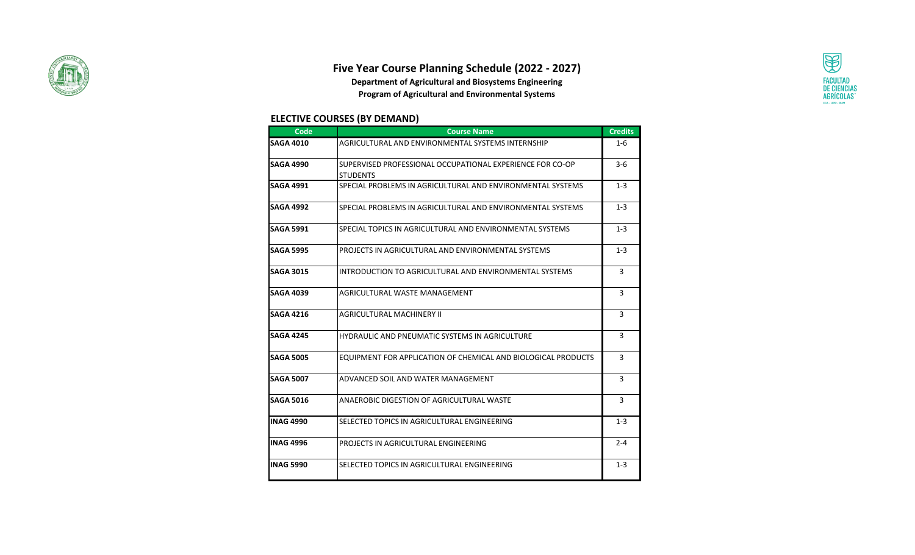# Five Year Course Planning Schedule (2022 - 2027)

**Department of Agricultural and Biosystems Engineering**

**Program of Agricultural and Environmental Systems**

FACULTAD DE CIENCIAS AGRÍCOLAS

## ELECTIVE COURSES (BY DEMAND)

| Code | Course Name | Credits |
|---|---|---|
| **SAGA 4010** | AGRICULTURAL AND ENVIRONMENTAL SYSTEMS INTERNSHIP | 1-6 |
| **SAGA 4990** | SUPERVISED PROFESSIONAL OCCUPATIONAL EXPERIENCE FOR CO-OP STUDENTS | 3-6 |
| **SAGA 4991** | SPECIAL PROBLEMS IN AGRICULTURAL AND ENVIRONMENTAL SYSTEMS | 1-3 |
| **SAGA 4992** | SPECIAL PROBLEMS IN AGRICULTURAL AND ENVIRONMENTAL SYSTEMS | 1-3 |
| **SAGA 5991** | SPECIAL TOPICS IN AGRICULTURAL AND ENVIRONMENTAL SYSTEMS | 1-3 |
| **SAGA 5995** | PROJECTS IN AGRICULTURAL AND ENVIRONMENTAL SYSTEMS | 1-3 |
| **SAGA 3015** | INTRODUCTION TO AGRICULTURAL AND ENVIRONMENTAL SYSTEMS | 3 |
| **SAGA 4039** | AGRICULTURAL WASTE MANAGEMENT | 3 |
| **SAGA 4216** | AGRICULTURAL MACHINERY II | 3 |
| **SAGA 4245** | HYDRAULIC AND PNEUMATIC SYSTEMS IN AGRICULTURE | 3 |
| **SAGA 5005** | EQUIPMENT FOR APPLICATION OF CHEMICAL AND BIOLOGICAL PRODUCTS | 3 |
| **SAGA 5007** | ADVANCED SOIL AND WATER MANAGEMENT | 3 |
| **SAGA 5016** | ANAEROBIC DIGESTION OF AGRICULTURAL WASTE | 3 |
| **INAG 4990** | SELECTED TOPICS IN AGRICULTURAL ENGINEERING | 1-3 |
| **INAG 4996** | PROJECTS IN AGRICULTURAL ENGINEERING | 2-4 |
| **INAG 5990** | SELECTED TOPICS IN AGRICULTURAL ENGINEERING | 1-3 |